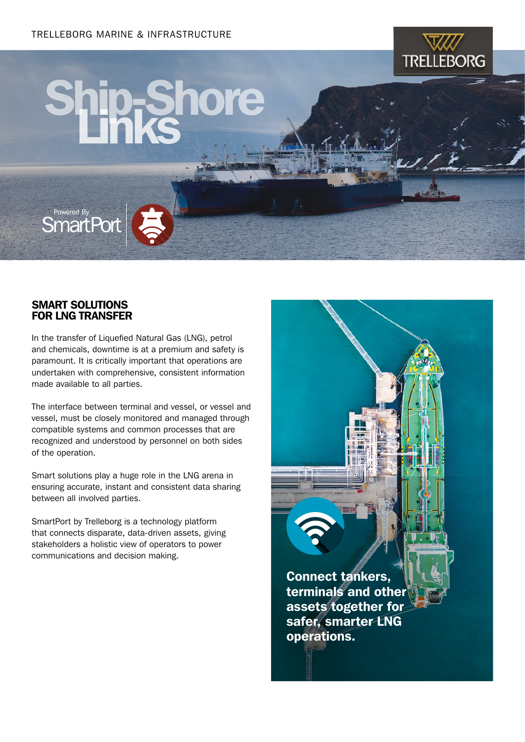TRELLEBORG MARINE & INFRASTRUCTURE

# Ship-Shore Links

Powered By SmartPort

## SMART SOLUTIONS FOR LNG TRANSFER

In the transfer of Liquefied Natural Gas (LNG), petrol and chemicals, downtime is at a premium and safety is paramount. It is critically important that operations are undertaken with comprehensive, consistent information made available to all parties.

The interface between terminal and vessel, or vessel and vessel, must be closely monitored and managed through compatible systems and common processes that are recognized and understood by personnel on both sides of the operation.

Smart solutions play a huge role in the LNG arena in ensuring accurate, instant and consistent data sharing between all involved parties.

SmartPort by Trelleborg is a technology platform that connects disparate, data-driven assets, giving stakeholders a holistic view of operators to power communications and decision making.

**Connect tankers, terminals and other assets together for safer, smarter LNG operations.**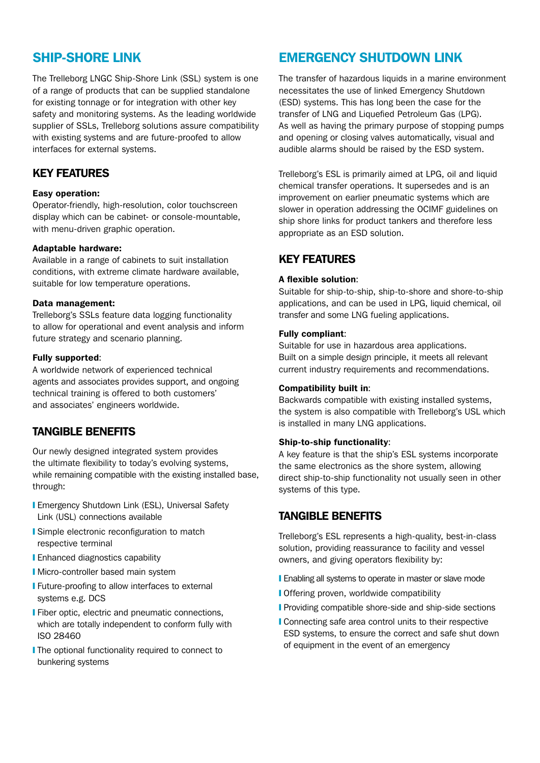## SHIP-SHORE LINK

The Trelleborg LNGC Ship-Shore Link (SSL) system is one of a range of products that can be supplied standalone for existing tonnage or for integration with other key safety and monitoring systems. As the leading worldwide supplier of SSLs, Trelleborg solutions assure compatibility with existing systems and are future-proofed to allow interfaces for external systems.

### KEY FEATURES

**Easy operation:**
Operator-friendly, high-resolution, color touchscreen display which can be cabinet- or console-mountable, with menu-driven graphic operation.

**Adaptable hardware:**
Available in a range of cabinets to suit installation conditions, with extreme climate hardware available, suitable for low temperature operations.

**Data management:**
Trelleborg's SSLs feature data logging functionality to allow for operational and event analysis and inform future strategy and scenario planning.

**Fully supported**:
A worldwide network of experienced technical agents and associates provides support, and ongoing technical training is offered to both customers' and associates' engineers worldwide.

### TANGIBLE BENEFITS

Our newly designed integrated system provides the ultimate flexibility to today's evolving systems, while remaining compatible with the existing installed base, through:

- Emergency Shutdown Link (ESL), Universal Safety Link (USL) connections available
- Simple electronic reconfiguration to match respective terminal
- Enhanced diagnostics capability
- Micro-controller based main system
- Future-proofing to allow interfaces to external systems e.g. DCS
- Fiber optic, electric and pneumatic connections, which are totally independent to conform fully with ISO 28460
- The optional functionality required to connect to bunkering systems

## EMERGENCY SHUTDOWN LINK

The transfer of hazardous liquids in a marine environment necessitates the use of linked Emergency Shutdown (ESD) systems. This has long been the case for the transfer of LNG and Liquefied Petroleum Gas (LPG). As well as having the primary purpose of stopping pumps and opening or closing valves automatically, visual and audible alarms should be raised by the ESD system.

Trelleborg's ESL is primarily aimed at LPG, oil and liquid chemical transfer operations. It supersedes and is an improvement on earlier pneumatic systems which are slower in operation addressing the OCIMF guidelines on ship shore links for product tankers and therefore less appropriate as an ESD solution.

### KEY FEATURES

**A flexible solution**:
Suitable for ship-to-ship, ship-to-shore and shore-to-ship applications, and can be used in LPG, liquid chemical, oil transfer and some LNG fueling applications.

**Fully compliant**:
Suitable for use in hazardous area applications. Built on a simple design principle, it meets all relevant current industry requirements and recommendations.

**Compatibility built in**:
Backwards compatible with existing installed systems, the system is also compatible with Trelleborg's USL which is installed in many LNG applications.

**Ship-to-ship functionality**:
A key feature is that the ship's ESL systems incorporate the same electronics as the shore system, allowing direct ship-to-ship functionality not usually seen in other systems of this type.

### TANGIBLE BENEFITS

Trelleborg's ESL represents a high-quality, best-in-class solution, providing reassurance to facility and vessel owners, and giving operators flexibility by:

- Enabling all systems to operate in master or slave mode
- Offering proven, worldwide compatibility
- Providing compatible shore-side and ship-side sections
- Connecting safe area control units to their respective ESD systems, to ensure the correct and safe shut down of equipment in the event of an emergency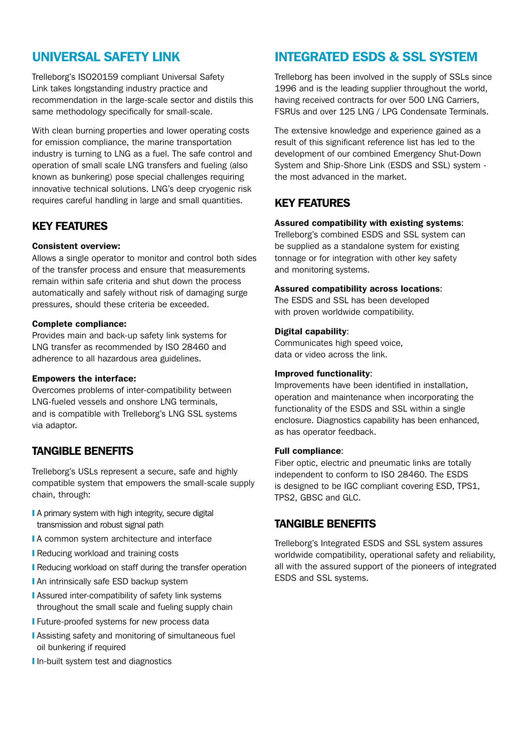## UNIVERSAL SAFETY LINK

Trelleborg's ISO20159 compliant Universal Safety Link takes longstanding industry practice and recommendation in the large-scale sector and distils this same methodology specifically for small-scale.

With clean burning properties and lower operating costs for emission compliance, the marine transportation industry is turning to LNG as a fuel. The safe control and operation of small scale LNG transfers and fueling (also known as bunkering) pose special challenges requiring innovative technical solutions. LNG's deep cryogenic risk requires careful handling in large and small quantities.

### KEY FEATURES

**Consistent overview:**
Allows a single operator to monitor and control both sides of the transfer process and ensure that measurements remain within safe criteria and shut down the process automatically and safely without risk of damaging surge pressures, should these criteria be exceeded.

**Complete compliance:**
Provides main and back-up safety link systems for LNG transfer as recommended by ISO 28460 and adherence to all hazardous area guidelines.

**Empowers the interface:**
Overcomes problems of inter-compatibility between LNG-fueled vessels and onshore LNG terminals, and is compatible with Trelleborg's LNG SSL systems via adaptor.

### TANGIBLE BENEFITS

Trelleborg's USLs represent a secure, safe and highly compatible system that empowers the small-scale supply chain, through:

- A primary system with high integrity, secure digital transmission and robust signal path
- A common system architecture and interface
- Reducing workload and training costs
- Reducing workload on staff during the transfer operation
- An intrinsically safe ESD backup system
- Assured inter-compatibility of safety link systems throughout the small scale and fueling supply chain
- Future-proofed systems for new process data
- Assisting safety and monitoring of simultaneous fuel oil bunkering if required
- In-built system test and diagnostics

## INTEGRATED ESDS & SSL SYSTEM

Trelleborg has been involved in the supply of SSLs since 1996 and is the leading supplier throughout the world, having received contracts for over 500 LNG Carriers, FSRUs and over 125 LNG / LPG Condensate Terminals.

The extensive knowledge and experience gained as a result of this significant reference list has led to the development of our combined Emergency Shut-Down System and Ship-Shore Link (ESDS and SSL) system - the most advanced in the market.

### KEY FEATURES

**Assured compatibility with existing systems**:
Trelleborg's combined ESDS and SSL system can be supplied as a standalone system for existing tonnage or for integration with other key safety and monitoring systems.

**Assured compatibility across locations**:
The ESDS and SSL has been developed with proven worldwide compatibility.

**Digital capability**:
Communicates high speed voice, data or video across the link.

**Improved functionality**:
Improvements have been identified in installation, operation and maintenance when incorporating the functionality of the ESDS and SSL within a single enclosure. Diagnostics capability has been enhanced, as has operator feedback.

**Full compliance**:
Fiber optic, electric and pneumatic links are totally independent to conform to ISO 28460. The ESDS is designed to be IGC compliant covering ESD, TPS1, TPS2, GBSC and GLC.

### TANGIBLE BENEFITS

Trelleborg's Integrated ESDS and SSL system assures worldwide compatibility, operational safety and reliability, all with the assured support of the pioneers of integrated ESDS and SSL systems.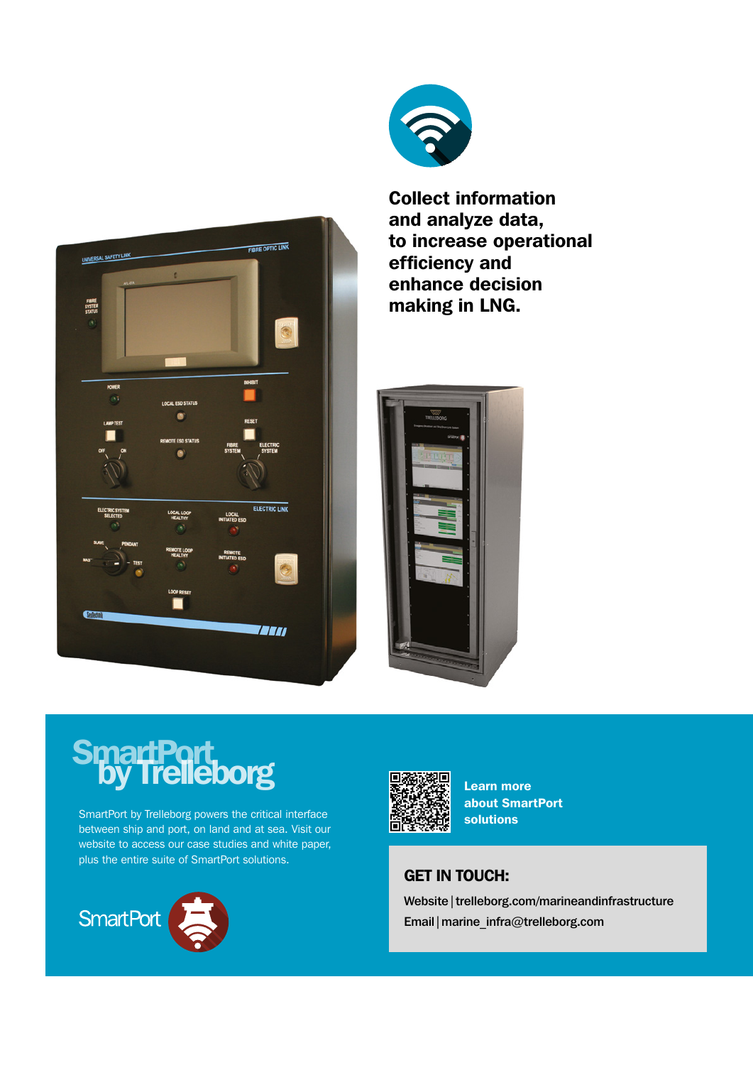**Collect information and analyze data, to increase operational efficiency and enhance decision making in LNG.**

# SmartPort by Trelleborg

SmartPort by Trelleborg powers the critical interface between ship and port, on land and at sea. Visit our website to access our case studies and white paper, plus the entire suite of SmartPort solutions.

SmartPort

**Learn more about SmartPort solutions**

## GET IN TOUCH:

Website | trelleborg.com/marineandinfrastructure

Email | marine_infra@trelleborg.com